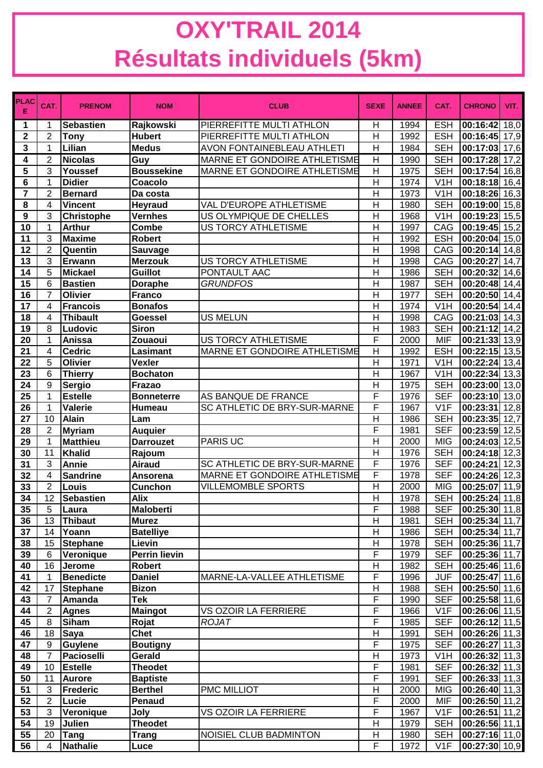# OXY'TRAIL 2014
# Résultats individuels (5km)

| PLACE | CAT. | PRENOM | NOM | CLUB | SEXE | ANNEE | CAT. | CHRONO | VIT. |
|---|---|---|---|---|---|---|---|---|---|
| 1 | 1 | Sebastien | Rajkowski | PIERREFITTE MULTI ATHLON | H | 1994 | ESH | 00:16:42 | 18,0 |
| 2 | 2 | Tony | Hubert | PIERREFITTE MULTI ATHLON | H | 1992 | ESH | 00:16:45 | 17,9 |
| 3 | 1 | Lilian | Medus | AVON FONTAINEBLEAU ATHLETI | H | 1984 | SEH | 00:17:03 | 17,6 |
| 4 | 2 | Nicolas | Guy | MARNE ET GONDOIRE ATHLETISME | H | 1990 | SEH | 00:17:28 | 17,2 |
| 5 | 3 | Youssef | Boussekine | MARNE ET GONDOIRE ATHLETISME | H | 1975 | SEH | 00:17:54 | 16,8 |
| 6 | 1 | Didier | Coacolo | | H | 1974 | V1H | 00:18:18 | 16,4 |
| 7 | 2 | Bernard | Da costa | | H | 1973 | V1H | 00:18:26 | 16,3 |
| 8 | 4 | Vincent | Heyraud | VAL D'EUROPE ATHLETISME | H | 1980 | SEH | 00:19:00 | 15,8 |
| 9 | 3 | Christophe | Vernhes | US OLYMPIQUE DE CHELLES | H | 1968 | V1H | 00:19:23 | 15,5 |
| 10 | 1 | Arthur | Combe | US TORCY ATHLETISME | H | 1997 | CAG | 00:19:45 | 15,2 |
| 11 | 3 | Maxime | Robert | | H | 1992 | ESH | 00:20:04 | 15,0 |
| 12 | 2 | Quentin | Sauvage | | H | 1998 | CAG | 00:20:14 | 14,8 |
| 13 | 3 | Erwann | Merzouk | US TORCY ATHLETISME | H | 1998 | CAG | 00:20:27 | 14,7 |
| 14 | 5 | Mickael | Guillot | PONTAULT AAC | H | 1986 | SEH | 00:20:32 | 14,6 |
| 15 | 6 | Bastien | Doraphe | *GRUNDFOS* | H | 1987 | SEH | 00:20:48 | 14,4 |
| 16 | 7 | Olivier | Franco | | H | 1977 | SEH | 00:20:50 | 14,4 |
| 17 | 4 | Francois | Bonafos | | H | 1974 | V1H | 00:20:54 | 14,4 |
| 18 | 4 | Thibault | Goessel | US MELUN | H | 1998 | CAG | 00:21:03 | 14,3 |
| 19 | 8 | Ludovic | Siron | | H | 1983 | SEH | 00:21:12 | 14,2 |
| 20 | 1 | Anissa | Zouaoui | US TORCY ATHLETISME | F | 2000 | MIF | 00:21:33 | 13,9 |
| 21 | 4 | Cedric | Lasimant | MARNE ET GONDOIRE ATHLETISME | H | 1992 | ESH | 00:22:15 | 13,5 |
| 22 | 5 | Olivier | Vexler | | H | 1971 | V1H | 00:22:24 | 13,4 |
| 23 | 6 | Thierry | Bochaton | | H | 1967 | V1H | 00:22:34 | 13,3 |
| 24 | 9 | Sergio | Frazao | | H | 1975 | SEH | 00:23:00 | 13,0 |
| 25 | 1 | Estelle | Bonneterre | AS BANQUE DE FRANCE | F | 1976 | SEF | 00:23:10 | 13,0 |
| 26 | 1 | Valerie | Humeau | SC ATHLETIC DE BRY-SUR-MARNE | F | 1967 | V1F | 00:23:31 | 12,8 |
| 27 | 10 | Alain | Lam | | H | 1986 | SEH | 00:23:35 | 12,7 |
| 28 | 2 | Myriam | Auquier | | F | 1981 | SEF | 00:23:59 | 12,5 |
| 29 | 1 | Matthieu | Darrouzet | PARIS UC | H | 2000 | MIG | 00:24:03 | 12,5 |
| 30 | 11 | Khalid | Rajoum | | H | 1976 | SEH | 00:24:18 | 12,3 |
| 31 | 3 | Annie | Airaud | SC ATHLETIC DE BRY-SUR-MARNE | F | 1976 | SEF | 00:24:21 | 12,3 |
| 32 | 4 | Sandrine | Ansorena | MARNE ET GONDOIRE ATHLETISME | F | 1978 | SEF | 00:24:26 | 12,3 |
| 33 | 2 | Louis | Cunchon | VILLEMOMBLE SPORTS | H | 2000 | MIG | 00:25:07 | 11,9 |
| 34 | 12 | Sebastien | Alix | | H | 1978 | SEH | 00:25:24 | 11,8 |
| 35 | 5 | Laura | Maloberti | | F | 1988 | SEF | 00:25:30 | 11,8 |
| 36 | 13 | Thibaut | Murez | | H | 1981 | SEH | 00:25:34 | 11,7 |
| 37 | 14 | Yoann | Batelliye | | H | 1986 | SEH | 00:25:34 | 11,7 |
| 38 | 15 | Stephane | Lievin | | H | 1978 | SEH | 00:25:36 | 11,7 |
| 39 | 6 | Veronique | Perrin lievin | | F | 1979 | SEF | 00:25:36 | 11,7 |
| 40 | 16 | Jerome | Robert | | H | 1982 | SEH | 00:25:46 | 11,6 |
| 41 | 1 | Benedicte | Daniel | MARNE-LA-VALLEE ATHLETISME | F | 1996 | JUF | 00:25:47 | 11,6 |
| 42 | 17 | Stephane | Bizon | | H | 1988 | SEH | 00:25:50 | 11,6 |
| 43 | 7 | Amanda | Tek | | F | 1990 | SEF | 00:25:58 | 11,6 |
| 44 | 2 | Agnes | Maingot | VS OZOIR LA FERRIERE | F | 1966 | V1F | 00:26:06 | 11,5 |
| 45 | 8 | Siham | Rojat | *ROJAT* | F | 1985 | SEF | 00:26:12 | 11,5 |
| 46 | 18 | Saya | Chet | | H | 1991 | SEH | 00:26:26 | 11,3 |
| 47 | 9 | Guylene | Boutigny | | F | 1975 | SEF | 00:26:27 | 11,3 |
| 48 | 7 | Pacioselli | Gerald | | H | 1973 | V1H | 00:26:32 | 11,3 |
| 49 | 10 | Estelle | Theodet | | F | 1981 | SEF | 00:26:32 | 11,3 |
| 50 | 11 | Aurore | Baptiste | | F | 1991 | SEF | 00:26:33 | 11,3 |
| 51 | 3 | Frederic | Berthel | PMC MILLIOT | H | 2000 | MIG | 00:26:40 | 11,3 |
| 52 | 2 | Lucie | Penaud | | F | 2000 | MIF | 00:26:50 | 11,2 |
| 53 | 3 | Veronique | Joly | VS OZOIR LA FERRIERE | F | 1967 | V1F | 00:26:51 | 11,2 |
| 54 | 19 | Julien | Theodet | | H | 1979 | SEH | 00:26:56 | 11,1 |
| 55 | 20 | Tang | Trang | NOISIEL CLUB BADMINTON | H | 1980 | SEH | 00:27:16 | 11,0 |
| 56 | 4 | Nathalie | Luce | | F | 1972 | V1F | 00:27:30 | 10,9 |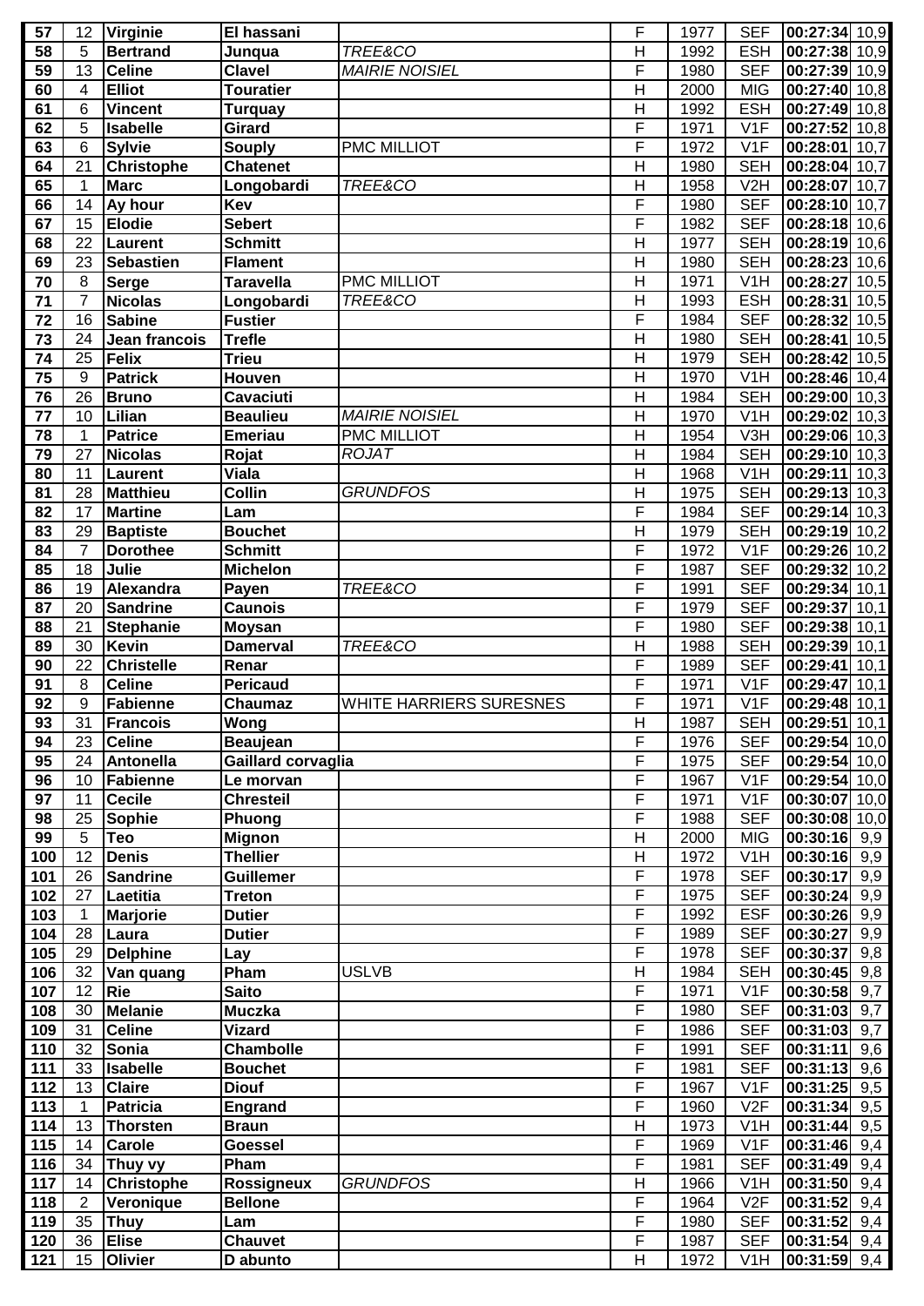| 57 | 12 | Virginie | El hassani | | F | 1977 | SEF | 00:27:34 | 10,9 |
|---|---|---|---|---|---|---|---|---|---|
| 58 | 5 | Bertrand | Junqua | *TREE&CO* | H | 1992 | ESH | 00:27:38 | 10,9 |
| 59 | 13 | Celine | Clavel | *MAIRIE NOISIEL* | F | 1980 | SEF | 00:27:39 | 10,9 |
| 60 | 4 | Elliot | Touratier | | H | 2000 | MIG | 00:27:40 | 10,8 |
| 61 | 6 | Vincent | Turquay | | H | 1992 | ESH | 00:27:49 | 10,8 |
| 62 | 5 | Isabelle | Girard | | F | 1971 | V1F | 00:27:52 | 10,8 |
| 63 | 6 | Sylvie | Souply | PMC MILLIOT | F | 1972 | V1F | 00:28:01 | 10,7 |
| 64 | 21 | Christophe | Chatenet | | H | 1980 | SEH | 00:28:04 | 10,7 |
| 65 | 1 | Marc | Longobardi | *TREE&CO* | H | 1958 | V2H | 00:28:07 | 10,7 |
| 66 | 14 | Ay hour | Kev | | F | 1980 | SEF | 00:28:10 | 10,7 |
| 67 | 15 | Elodie | Sebert | | F | 1982 | SEF | 00:28:18 | 10,6 |
| 68 | 22 | Laurent | Schmitt | | H | 1977 | SEH | 00:28:19 | 10,6 |
| 69 | 23 | Sebastien | Flament | | H | 1980 | SEH | 00:28:23 | 10,6 |
| 70 | 8 | Serge | Taravella | PMC MILLIOT | H | 1971 | V1H | 00:28:27 | 10,5 |
| 71 | 7 | Nicolas | Longobardi | *TREE&CO* | H | 1993 | ESH | 00:28:31 | 10,5 |
| 72 | 16 | Sabine | Fustier | | F | 1984 | SEF | 00:28:32 | 10,5 |
| 73 | 24 | Jean francois | Trefle | | H | 1980 | SEH | 00:28:41 | 10,5 |
| 74 | 25 | Felix | Trieu | | H | 1979 | SEH | 00:28:42 | 10,5 |
| 75 | 9 | Patrick | Houven | | H | 1970 | V1H | 00:28:46 | 10,4 |
| 76 | 26 | Bruno | Cavaciuti | | H | 1984 | SEH | 00:29:00 | 10,3 |
| 77 | 10 | Lilian | Beaulieu | *MAIRIE NOISIEL* | H | 1970 | V1H | 00:29:02 | 10,3 |
| 78 | 1 | Patrice | Emeriau | PMC MILLIOT | H | 1954 | V3H | 00:29:06 | 10,3 |
| 79 | 27 | Nicolas | Rojat | *ROJAT* | H | 1984 | SEH | 00:29:10 | 10,3 |
| 80 | 11 | Laurent | Viala | | H | 1968 | V1H | 00:29:11 | 10,3 |
| 81 | 28 | Matthieu | Collin | *GRUNDFOS* | H | 1975 | SEH | 00:29:13 | 10,3 |
| 82 | 17 | Martine | Lam | | F | 1984 | SEF | 00:29:14 | 10,3 |
| 83 | 29 | Baptiste | Bouchet | | H | 1979 | SEH | 00:29:19 | 10,2 |
| 84 | 7 | Dorothee | Schmitt | | F | 1972 | V1F | 00:29:26 | 10,2 |
| 85 | 18 | Julie | Michelon | | F | 1987 | SEF | 00:29:32 | 10,2 |
| 86 | 19 | Alexandra | Payen | *TREE&CO* | F | 1991 | SEF | 00:29:34 | 10,1 |
| 87 | 20 | Sandrine | Caunois | | F | 1979 | SEF | 00:29:37 | 10,1 |
| 88 | 21 | Stephanie | Moysan | | F | 1980 | SEF | 00:29:38 | 10,1 |
| 89 | 30 | Kevin | Damerval | *TREE&CO* | H | 1988 | SEH | 00:29:39 | 10,1 |
| 90 | 22 | Christelle | Renar | | F | 1989 | SEF | 00:29:41 | 10,1 |
| 91 | 8 | Celine | Pericaud | | F | 1971 | V1F | 00:29:47 | 10,1 |
| 92 | 9 | Fabienne | Chaumaz | WHITE HARRIERS SURESNES | F | 1971 | V1F | 00:29:48 | 10,1 |
| 93 | 31 | Francois | Wong | | H | 1987 | SEH | 00:29:51 | 10,1 |
| 94 | 23 | Celine | Beaujean | | F | 1976 | SEF | 00:29:54 | 10,0 |
| 95 | 24 | Antonella | Gaillard corvaglia | | F | 1975 | SEF | 00:29:54 | 10,0 |
| 96 | 10 | Fabienne | Le morvan | | F | 1967 | V1F | 00:29:54 | 10,0 |
| 97 | 11 | Cecile | Chresteil | | F | 1971 | V1F | 00:30:07 | 10,0 |
| 98 | 25 | Sophie | Phuong | | F | 1988 | SEF | 00:30:08 | 10,0 |
| 99 | 5 | Teo | Mignon | | H | 2000 | MIG | 00:30:16 | 9,9 |
| 100 | 12 | Denis | Thellier | | H | 1972 | V1H | 00:30:16 | 9,9 |
| 101 | 26 | Sandrine | Guillemer | | F | 1978 | SEF | 00:30:17 | 9,9 |
| 102 | 27 | Laetitia | Treton | | F | 1975 | SEF | 00:30:24 | 9,9 |
| 103 | 1 | Marjorie | Dutier | | F | 1992 | ESF | 00:30:26 | 9,9 |
| 104 | 28 | Laura | Dutier | | F | 1989 | SEF | 00:30:27 | 9,9 |
| 105 | 29 | Delphine | Lay | | F | 1978 | SEF | 00:30:37 | 9,8 |
| 106 | 32 | Van quang | Pham | USLVB | H | 1984 | SEH | 00:30:45 | 9,8 |
| 107 | 12 | Rie | Saito | | F | 1971 | V1F | 00:30:58 | 9,7 |
| 108 | 30 | Melanie | Muczka | | F | 1980 | SEF | 00:31:03 | 9,7 |
| 109 | 31 | Celine | Vizard | | F | 1986 | SEF | 00:31:03 | 9,7 |
| 110 | 32 | Sonia | Chambolle | | F | 1991 | SEF | 00:31:11 | 9,6 |
| 111 | 33 | Isabelle | Bouchet | | F | 1981 | SEF | 00:31:13 | 9,6 |
| 112 | 13 | Claire | Diouf | | F | 1967 | V1F | 00:31:25 | 9,5 |
| 113 | 1 | Patricia | Engrand | | F | 1960 | V2F | 00:31:34 | 9,5 |
| 114 | 13 | Thorsten | Braun | | H | 1973 | V1H | 00:31:44 | 9,5 |
| 115 | 14 | Carole | Goessel | | F | 1969 | V1F | 00:31:46 | 9,4 |
| 116 | 34 | Thuy vy | Pham | | F | 1981 | SEF | 00:31:49 | 9,4 |
| 117 | 14 | Christophe | Rossigneux | *GRUNDFOS* | H | 1966 | V1H | 00:31:50 | 9,4 |
| 118 | 2 | Veronique | Bellone | | F | 1964 | V2F | 00:31:52 | 9,4 |
| 119 | 35 | Thuy | Lam | | F | 1980 | SEF | 00:31:52 | 9,4 |
| 120 | 36 | Elise | Chauvet | | F | 1987 | SEF | 00:31:54 | 9,4 |
| 121 | 15 | Olivier | D abunto | | H | 1972 | V1H | 00:31:59 | 9,4 |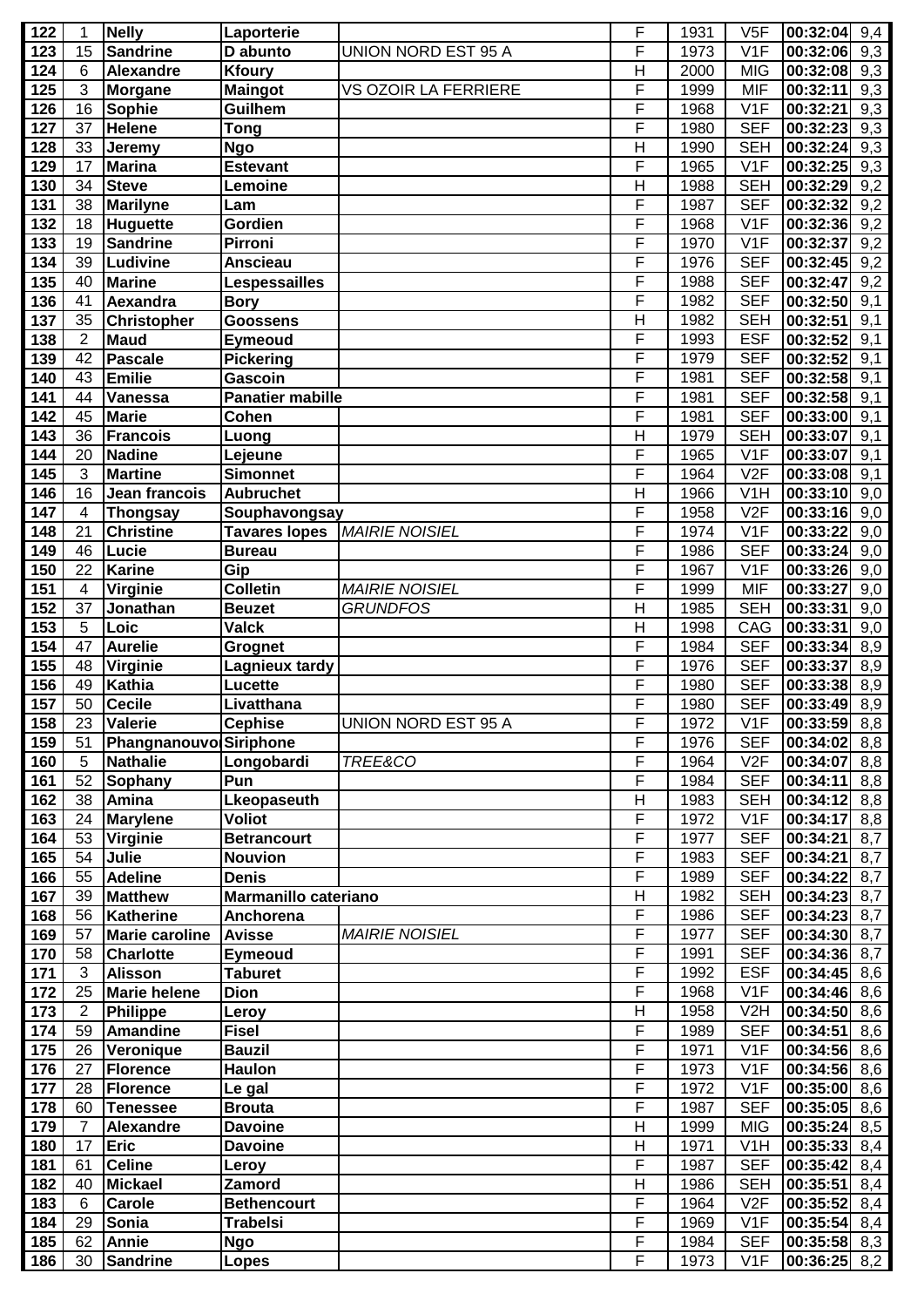| | | | | | | | | | |
|---|---|---|---|---|---|---|---|---|---|
| 122 | 1 | **Nelly** | **Laporterie** | | F | 1931 | V5F | **00:32:04** | 9,4 |
| 123 | 15 | **Sandrine** | **D abunto** | UNION NORD EST 95 A | F | 1973 | V1F | **00:32:06** | 9,3 |
| 124 | 6 | **Alexandre** | **Kfoury** | | H | 2000 | MIG | **00:32:08** | 9,3 |
| 125 | 3 | **Morgane** | **Maingot** | VS OZOIR LA FERRIERE | F | 1999 | MIF | **00:32:11** | 9,3 |
| 126 | 16 | **Sophie** | **Guilhem** | | F | 1968 | V1F | **00:32:21** | 9,3 |
| 127 | 37 | **Helene** | **Tong** | | F | 1980 | SEF | **00:32:23** | 9,3 |
| 128 | 33 | **Jeremy** | **Ngo** | | H | 1990 | SEH | **00:32:24** | 9,3 |
| 129 | 17 | **Marina** | **Estevant** | | F | 1965 | V1F | **00:32:25** | 9,3 |
| 130 | 34 | **Steve** | **Lemoine** | | H | 1988 | SEH | **00:32:29** | 9,2 |
| 131 | 38 | **Marilyne** | **Lam** | | F | 1987 | SEF | **00:32:32** | 9,2 |
| 132 | 18 | **Huguette** | **Gordien** | | F | 1968 | V1F | **00:32:36** | 9,2 |
| 133 | 19 | **Sandrine** | **Pirroni** | | F | 1970 | V1F | **00:32:37** | 9,2 |
| 134 | 39 | **Ludivine** | **Anscieau** | | F | 1976 | SEF | **00:32:45** | 9,2 |
| 135 | 40 | **Marine** | **Lespessailles** | | F | 1988 | SEF | **00:32:47** | 9,2 |
| 136 | 41 | **Aexandra** | **Bory** | | F | 1982 | SEF | **00:32:50** | 9,1 |
| 137 | 35 | **Christopher** | **Goossens** | | H | 1982 | SEH | **00:32:51** | 9,1 |
| 138 | 2 | **Maud** | **Eymeoud** | | F | 1993 | ESF | **00:32:52** | 9,1 |
| 139 | 42 | **Pascale** | **Pickering** | | F | 1979 | SEF | **00:32:52** | 9,1 |
| 140 | 43 | **Emilie** | **Gascoin** | | F | 1981 | SEF | **00:32:58** | 9,1 |
| 141 | 44 | **Vanessa** | **Panatier mabille** | | F | 1981 | SEF | **00:32:58** | 9,1 |
| 142 | 45 | **Marie** | **Cohen** | | F | 1981 | SEF | **00:33:00** | 9,1 |
| 143 | 36 | **Francois** | **Luong** | | H | 1979 | SEH | **00:33:07** | 9,1 |
| 144 | 20 | **Nadine** | **Lejeune** | | F | 1965 | V1F | **00:33:07** | 9,1 |
| 145 | 3 | **Martine** | **Simonnet** | | F | 1964 | V2F | **00:33:08** | 9,1 |
| 146 | 16 | **Jean francois** | **Aubruchet** | | H | 1966 | V1H | **00:33:10** | 9,0 |
| 147 | 4 | **Thongsay** | **Souphavongsay** | | F | 1958 | V2F | **00:33:16** | 9,0 |
| 148 | 21 | **Christine** | **Tavares lopes** | *MAIRIE NOISIEL* | F | 1974 | V1F | **00:33:22** | 9,0 |
| 149 | 46 | **Lucie** | **Bureau** | | F | 1986 | SEF | **00:33:24** | 9,0 |
| 150 | 22 | **Karine** | **Gip** | | F | 1967 | V1F | **00:33:26** | 9,0 |
| 151 | 4 | **Virginie** | **Colletin** | *MAIRIE NOISIEL* | F | 1999 | MIF | **00:33:27** | 9,0 |
| 152 | 37 | **Jonathan** | **Beuzet** | *GRUNDFOS* | H | 1985 | SEH | **00:33:31** | 9,0 |
| 153 | 5 | **Loic** | **Valck** | | H | 1998 | CAG | **00:33:31** | 9,0 |
| 154 | 47 | **Aurelie** | **Grognet** | | F | 1984 | SEF | **00:33:34** | 8,9 |
| 155 | 48 | **Virginie** | **Lagnieux tardy** | | F | 1976 | SEF | **00:33:37** | 8,9 |
| 156 | 49 | **Kathia** | **Lucette** | | F | 1980 | SEF | **00:33:38** | 8,9 |
| 157 | 50 | **Cecile** | **Livatthana** | | F | 1980 | SEF | **00:33:49** | 8,9 |
| 158 | 23 | **Valerie** | **Cephise** | UNION NORD EST 95 A | F | 1972 | V1F | **00:33:59** | 8,8 |
| 159 | 51 | **Phangnanouvo** | **Siriphone** | | F | 1976 | SEF | **00:34:02** | 8,8 |
| 160 | 5 | **Nathalie** | **Longobardi** | *TREE&CO* | F | 1964 | V2F | **00:34:07** | 8,8 |
| 161 | 52 | **Sophany** | **Pun** | | F | 1984 | SEF | **00:34:11** | 8,8 |
| 162 | 38 | **Amina** | **Lkeopaseuth** | | H | 1983 | SEH | **00:34:12** | 8,8 |
| 163 | 24 | **Marylene** | **Voliot** | | F | 1972 | V1F | **00:34:17** | 8,8 |
| 164 | 53 | **Virginie** | **Betrancourt** | | F | 1977 | SEF | **00:34:21** | 8,7 |
| 165 | 54 | **Julie** | **Nouvion** | | F | 1983 | SEF | **00:34:21** | 8,7 |
| 166 | 55 | **Adeline** | **Denis** | | F | 1989 | SEF | **00:34:22** | 8,7 |
| 167 | 39 | **Matthew** | **Marmanillo cateriano** | | H | 1982 | SEH | **00:34:23** | 8,7 |
| 168 | 56 | **Katherine** | **Anchorena** | | F | 1986 | SEF | **00:34:23** | 8,7 |
| 169 | 57 | **Marie caroline** | **Avisse** | *MAIRIE NOISIEL* | F | 1977 | SEF | **00:34:30** | 8,7 |
| 170 | 58 | **Charlotte** | **Eymeoud** | | F | 1991 | SEF | **00:34:36** | 8,7 |
| 171 | 3 | **Alisson** | **Taburet** | | F | 1992 | ESF | **00:34:45** | 8,6 |
| 172 | 25 | **Marie helene** | **Dion** | | F | 1968 | V1F | **00:34:46** | 8,6 |
| 173 | 2 | **Philippe** | **Leroy** | | H | 1958 | V2H | **00:34:50** | 8,6 |
| 174 | 59 | **Amandine** | **Fisel** | | F | 1989 | SEF | **00:34:51** | 8,6 |
| 175 | 26 | **Veronique** | **Bauzil** | | F | 1971 | V1F | **00:34:56** | 8,6 |
| 176 | 27 | **Florence** | **Haulon** | | F | 1973 | V1F | **00:34:56** | 8,6 |
| 177 | 28 | **Florence** | **Le gal** | | F | 1972 | V1F | **00:35:00** | 8,6 |
| 178 | 60 | **Tenessee** | **Brouta** | | F | 1987 | SEF | **00:35:05** | 8,6 |
| 179 | 7 | **Alexandre** | **Davoine** | | H | 1999 | MIG | **00:35:24** | 8,5 |
| 180 | 17 | **Eric** | **Davoine** | | H | 1971 | V1H | **00:35:33** | 8,4 |
| 181 | 61 | **Celine** | **Leroy** | | F | 1987 | SEF | **00:35:42** | 8,4 |
| 182 | 40 | **Mickael** | **Zamord** | | H | 1986 | SEH | **00:35:51** | 8,4 |
| 183 | 6 | **Carole** | **Bethencourt** | | F | 1964 | V2F | **00:35:52** | 8,4 |
| 184 | 29 | **Sonia** | **Trabelsi** | | F | 1969 | V1F | **00:35:54** | 8,4 |
| 185 | 62 | **Annie** | **Ngo** | | F | 1984 | SEF | **00:35:58** | 8,3 |
| 186 | 30 | **Sandrine** | **Lopes** | | F | 1973 | V1F | **00:36:25** | 8,2 |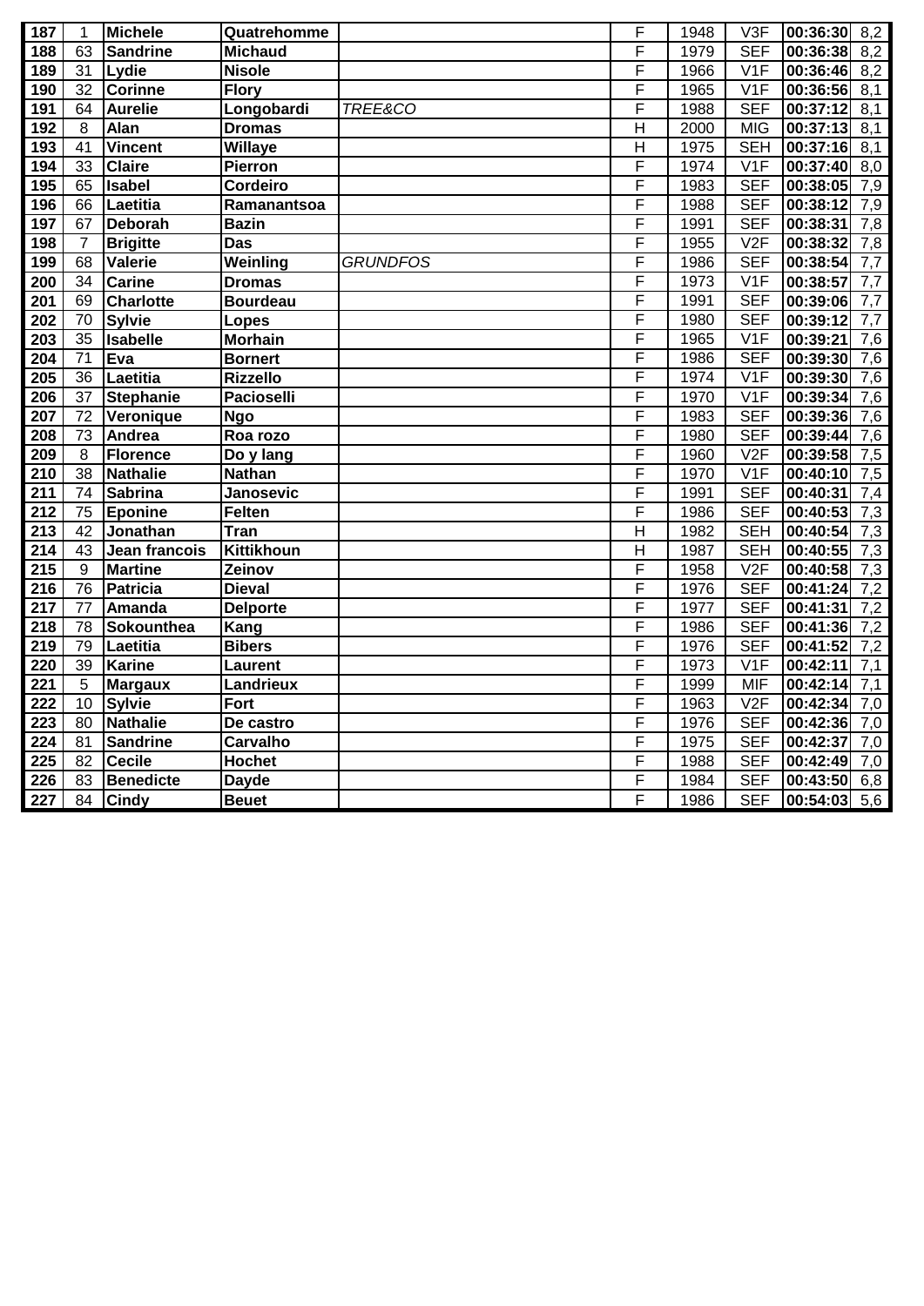| | | | | | | | | | |
|---|---|---|---|---|---|---|---|---|---|
| **187** | 1 | **Michele** | **Quatrehomme** | | F | 1948 | V3F | **00:36:30** | 8,2 |
| **188** | 63 | **Sandrine** | **Michaud** | | F | 1979 | SEF | **00:36:38** | 8,2 |
| **189** | 31 | **Lydie** | **Nisole** | | F | 1966 | V1F | **00:36:46** | 8,2 |
| **190** | 32 | **Corinne** | **Flory** | | F | 1965 | V1F | **00:36:56** | 8,1 |
| **191** | 64 | **Aurelie** | **Longobardi** | *TREE&CO* | F | 1988 | SEF | **00:37:12** | 8,1 |
| **192** | 8 | **Alan** | **Dromas** | | H | 2000 | MIG | **00:37:13** | 8,1 |
| **193** | 41 | **Vincent** | **Willaye** | | H | 1975 | SEH | **00:37:16** | 8,1 |
| **194** | 33 | **Claire** | **Pierron** | | F | 1974 | V1F | **00:37:40** | 8,0 |
| **195** | 65 | **Isabel** | **Cordeiro** | | F | 1983 | SEF | **00:38:05** | 7,9 |
| **196** | 66 | **Laetitia** | **Ramanantsoa** | | F | 1988 | SEF | **00:38:12** | 7,9 |
| **197** | 67 | **Deborah** | **Bazin** | | F | 1991 | SEF | **00:38:31** | 7,8 |
| **198** | 7 | **Brigitte** | **Das** | | F | 1955 | V2F | **00:38:32** | 7,8 |
| **199** | 68 | **Valerie** | **Weinling** | *GRUNDFOS* | F | 1986 | SEF | **00:38:54** | 7,7 |
| **200** | 34 | **Carine** | **Dromas** | | F | 1973 | V1F | **00:38:57** | 7,7 |
| **201** | 69 | **Charlotte** | **Bourdeau** | | F | 1991 | SEF | **00:39:06** | 7,7 |
| **202** | 70 | **Sylvie** | **Lopes** | | F | 1980 | SEF | **00:39:12** | 7,7 |
| **203** | 35 | **Isabelle** | **Morhain** | | F | 1965 | V1F | **00:39:21** | 7,6 |
| **204** | 71 | **Eva** | **Bornert** | | F | 1986 | SEF | **00:39:30** | 7,6 |
| **205** | 36 | **Laetitia** | **Rizzello** | | F | 1974 | V1F | **00:39:30** | 7,6 |
| **206** | 37 | **Stephanie** | **Pacioselli** | | F | 1970 | V1F | **00:39:34** | 7,6 |
| **207** | 72 | **Veronique** | **Ngo** | | F | 1983 | SEF | **00:39:36** | 7,6 |
| **208** | 73 | **Andrea** | **Roa rozo** | | F | 1980 | SEF | **00:39:44** | 7,6 |
| **209** | 8 | **Florence** | **Do y lang** | | F | 1960 | V2F | **00:39:58** | 7,5 |
| **210** | 38 | **Nathalie** | **Nathan** | | F | 1970 | V1F | **00:40:10** | 7,5 |
| **211** | 74 | **Sabrina** | **Janosevic** | | F | 1991 | SEF | **00:40:31** | 7,4 |
| **212** | 75 | **Eponine** | **Felten** | | F | 1986 | SEF | **00:40:53** | 7,3 |
| **213** | 42 | **Jonathan** | **Tran** | | H | 1982 | SEH | **00:40:54** | 7,3 |
| **214** | 43 | **Jean francois** | **Kittikhoun** | | H | 1987 | SEH | **00:40:55** | 7,3 |
| **215** | 9 | **Martine** | **Zeinov** | | F | 1958 | V2F | **00:40:58** | 7,3 |
| **216** | 76 | **Patricia** | **Dieval** | | F | 1976 | SEF | **00:41:24** | 7,2 |
| **217** | 77 | **Amanda** | **Delporte** | | F | 1977 | SEF | **00:41:31** | 7,2 |
| **218** | 78 | **Sokounthea** | **Kang** | | F | 1986 | SEF | **00:41:36** | 7,2 |
| **219** | 79 | **Laetitia** | **Bibers** | | F | 1976 | SEF | **00:41:52** | 7,2 |
| **220** | 39 | **Karine** | **Laurent** | | F | 1973 | V1F | **00:42:11** | 7,1 |
| **221** | 5 | **Margaux** | **Landrieux** | | F | 1999 | MIF | **00:42:14** | 7,1 |
| **222** | 10 | **Sylvie** | **Fort** | | F | 1963 | V2F | **00:42:34** | 7,0 |
| **223** | 80 | **Nathalie** | **De castro** | | F | 1976 | SEF | **00:42:36** | 7,0 |
| **224** | 81 | **Sandrine** | **Carvalho** | | F | 1975 | SEF | **00:42:37** | 7,0 |
| **225** | 82 | **Cecile** | **Hochet** | | F | 1988 | SEF | **00:42:49** | 7,0 |
| **226** | 83 | **Benedicte** | **Dayde** | | F | 1984 | SEF | **00:43:50** | 6,8 |
| **227** | 84 | **Cindy** | **Beuet** | | F | 1986 | SEF | **00:54:03** | 5,6 |